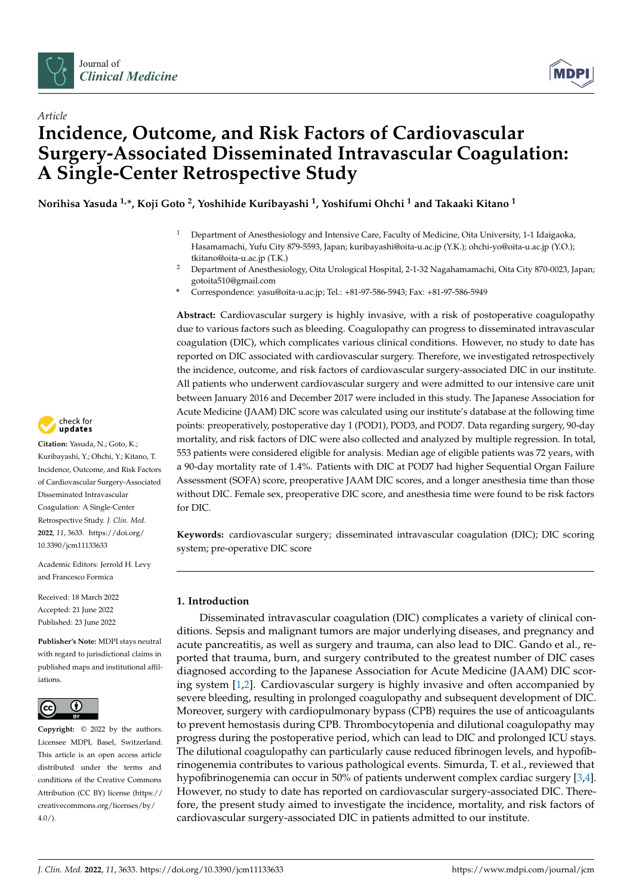Article

# Incidence, Outcome, and Risk Factors of Cardiovascular Surgery-Associated Disseminated Intravascular Coagulation: A Single-Center Retrospective Study

**Norihisa Yasuda [1,*], Koji Goto [2], Yoshihide Kuribayashi [1], Yoshifumi Ohchi [1] and Takaaki Kitano [1]**

[1] Department of Anesthesiology and Intensive Care, Faculty of Medicine, Oita University, 1-1 Idaigaoka, Hasamamachi, Yufu City 879-5593, Japan; kuribayashi@oita-u.ac.jp (Y.K.); ohchi-yo@oita-u.ac.jp (Y.O.); tkitano@oita-u.ac.jp (T.K.)

[2] Department of Anesthesiology, Oita Urological Hospital, 2-1-32 Nagahamamachi, Oita City 870-0023, Japan; gotoita510@gmail.com

\* Correspondence: yasu@oita-u.ac.jp; Tel.: +81-97-586-5943; Fax: +81-97-586-5949

**Abstract:** Cardiovascular surgery is highly invasive, with a risk of postoperative coagulopathy due to various factors such as bleeding. Coagulopathy can progress to disseminated intravascular coagulation (DIC), which complicates various clinical conditions. However, no study to date has reported on DIC associated with cardiovascular surgery. Therefore, we investigated retrospectively the incidence, outcome, and risk factors of cardiovascular surgery-associated DIC in our institute. All patients who underwent cardiovascular surgery and were admitted to our intensive care unit between January 2016 and December 2017 were included in this study. The Japanese Association for Acute Medicine (JAAM) DIC score was calculated using our institute's database at the following time points: preoperatively, postoperative day 1 (POD1), POD3, and POD7. Data regarding surgery, 90-day mortality, and risk factors of DIC were also collected and analyzed by multiple regression. In total, 553 patients were considered eligible for analysis. Median age of eligible patients was 72 years, with a 90-day mortality rate of 1.4%. Patients with DIC at POD7 had higher Sequential Organ Failure Assessment (SOFA) score, preoperative JAAM DIC scores, and a longer anesthesia time than those without DIC. Female sex, preoperative DIC score, and anesthesia time were found to be risk factors for DIC.

**Keywords:** cardiovascular surgery; disseminated intravascular coagulation (DIC); DIC scoring system; pre-operative DIC score

**Citation:** Yasuda, N.; Goto, K.; Kuribayashi, Y.; Ohchi, Y.; Kitano, T. Incidence, Outcome, and Risk Factors of Cardiovascular Surgery-Associated Disseminated Intravascular Coagulation: A Single-Center Retrospective Study. *J. Clin. Med.* **2022**, *11*, 3633. https://doi.org/10.3390/jcm11133633

Academic Editors: Jerrold H. Levy and Francesco Formica

Received: 18 March 2022
Accepted: 21 June 2022
Published: 23 June 2022

**Publisher's Note:** MDPI stays neutral with regard to jurisdictional claims in published maps and institutional affiliations.

**Copyright:** © 2022 by the authors. Licensee MDPI, Basel, Switzerland. This article is an open access article distributed under the terms and conditions of the Creative Commons Attribution (CC BY) license (https://creativecommons.org/licenses/by/4.0/).

## 1. Introduction

Disseminated intravascular coagulation (DIC) complicates a variety of clinical conditions. Sepsis and malignant tumors are major underlying diseases, and pregnancy and acute pancreatitis, as well as surgery and trauma, can also lead to DIC. Gando et al., reported that trauma, burn, and surgery contributed to the greatest number of DIC cases diagnosed according to the Japanese Association for Acute Medicine (JAAM) DIC scoring system [1,2]. Cardiovascular surgery is highly invasive and often accompanied by severe bleeding, resulting in prolonged coagulopathy and subsequent development of DIC. Moreover, surgery with cardiopulmonary bypass (CPB) requires the use of anticoagulants to prevent hemostasis during CPB. Thrombocytopenia and dilutional coagulopathy may progress during the postoperative period, which can lead to DIC and prolonged ICU stays. The dilutional coagulopathy can particularly cause reduced fibrinogen levels, and hypofibrinogenemia contributes to various pathological events. Simurda, T. et al., reviewed that hypofibrinogenemia can occur in 50% of patients underwent complex cardiac surgery [3,4]. However, no study to date has reported on cardiovascular surgery-associated DIC. Therefore, the present study aimed to investigate the incidence, mortality, and risk factors of cardiovascular surgery-associated DIC in patients admitted to our institute.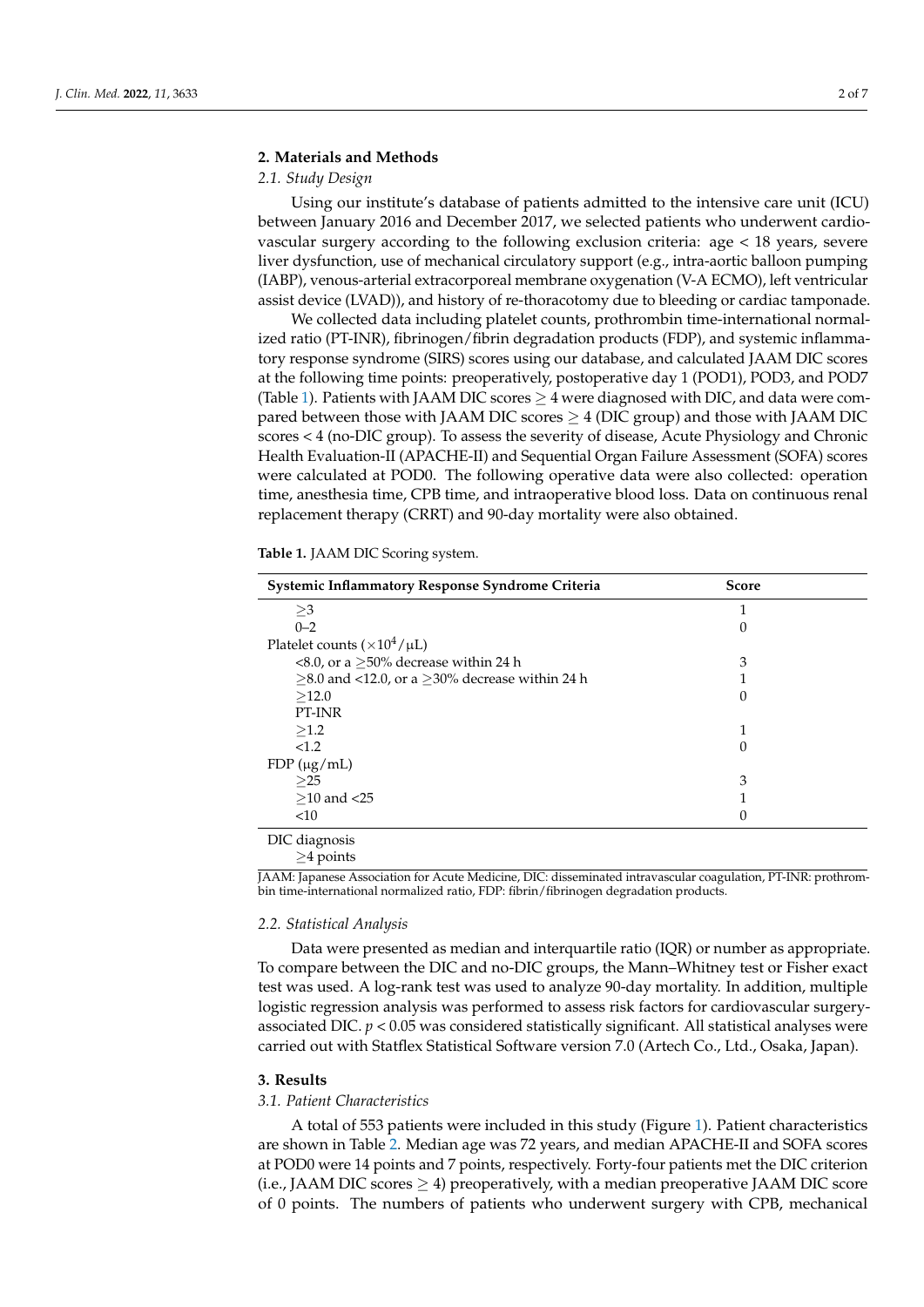## 2. Materials and Methods

### 2.1. Study Design

Using our institute's database of patients admitted to the intensive care unit (ICU) between January 2016 and December 2017, we selected patients who underwent cardiovascular surgery according to the following exclusion criteria: age < 18 years, severe liver dysfunction, use of mechanical circulatory support (e.g., intra-aortic balloon pumping (IABP), venous-arterial extracorporeal membrane oxygenation (V-A ECMO), left ventricular assist device (LVAD)), and history of re-thoracotomy due to bleeding or cardiac tamponade.

We collected data including platelet counts, prothrombin time-international normalized ratio (PT-INR), fibrinogen/fibrin degradation products (FDP), and systemic inflammatory response syndrome (SIRS) scores using our database, and calculated JAAM DIC scores at the following time points: preoperatively, postoperative day 1 (POD1), POD3, and POD7 (Table 1). Patients with JAAM DIC scores ≥ 4 were diagnosed with DIC, and data were compared between those with JAAM DIC scores ≥ 4 (DIC group) and those with JAAM DIC scores < 4 (no-DIC group). To assess the severity of disease, Acute Physiology and Chronic Health Evaluation-II (APACHE-II) and Sequential Organ Failure Assessment (SOFA) scores were calculated at POD0. The following operative data were also collected: operation time, anesthesia time, CPB time, and intraoperative blood loss. Data on continuous renal replacement therapy (CRRT) and 90-day mortality were also obtained.

**Table 1.** JAAM DIC Scoring system.

| Systemic Inflammatory Response Syndrome Criteria | Score |
|---|---|
| ≥3 | 1 |
| 0–2 | 0 |
| Platelet counts ($\times 10^4/\mu$L) | |
| <8.0, or a ≥50% decrease within 24 h | 3 |
| ≥8.0 and <12.0, or a ≥30% decrease within 24 h | 1 |
| ≥12.0 | 0 |
| PT-INR | |
| ≥1.2 | 1 |
| <1.2 | 0 |
| FDP (μg/mL) | |
| ≥25 | 3 |
| ≥10 and <25 | 1 |
| <10 | 0 |
| DIC diagnosis | |
| ≥4 points | |

JAAM: Japanese Association for Acute Medicine, DIC: disseminated intravascular coagulation, PT-INR: prothrombin time-international normalized ratio, FDP: fibrin/fibrinogen degradation products.

### 2.2. Statistical Analysis

Data were presented as median and interquartile ratio (IQR) or number as appropriate. To compare between the DIC and no-DIC groups, the Mann–Whitney test or Fisher exact test was used. A log-rank test was used to analyze 90-day mortality. In addition, multiple logistic regression analysis was performed to assess risk factors for cardiovascular surgery-associated DIC. $p < 0.05$ was considered statistically significant. All statistical analyses were carried out with Statflex Statistical Software version 7.0 (Artech Co., Ltd., Osaka, Japan).

## 3. Results

### 3.1. Patient Characteristics

A total of 553 patients were included in this study (Figure 1). Patient characteristics are shown in Table 2. Median age was 72 years, and median APACHE-II and SOFA scores at POD0 were 14 points and 7 points, respectively. Forty-four patients met the DIC criterion (i.e., JAAM DIC scores ≥ 4) preoperatively, with a median preoperative JAAM DIC score of 0 points. The numbers of patients who underwent surgery with CPB, mechanical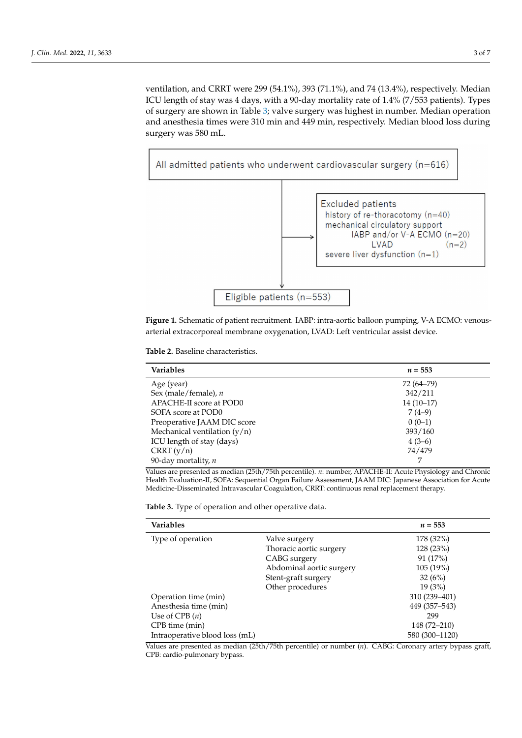ventilation, and CRRT were 299 (54.1%), 393 (71.1%), and 74 (13.4%), respectively. Median ICU length of stay was 4 days, with a 90-day mortality rate of 1.4% (7/553 patients). Types of surgery are shown in Table 3; valve surgery was highest in number. Median operation and anesthesia times were 310 min and 449 min, respectively. Median blood loss during surgery was 580 mL.

All admitted patients who underwent cardiovascular surgery (n=616)

Excluded patients
- history of re-thoracotomy (n=40)
- mechanical circulatory support
  - IABP and/or V-A ECMO (n=20)
  - LVAD (n=2)
- severe liver dysfunction (n=1)

Eligible patients (n=553)

**Figure 1.** Schematic of patient recruitment. IABP: intra-aortic balloon pumping, V-A ECMO: venous-arterial extracorporeal membrane oxygenation, LVAD: Left ventricular assist device.

**Table 2.** Baseline characteristics.

| Variables | *n* = 553 |
|---|---|
| Age (year) | 72 (64–79) |
| Sex (male/female), *n* | 342/211 |
| APACHE-II score at POD0 | 14 (10–17) |
| SOFA score at POD0 | 7 (4–9) |
| Preoperative JAAM DIC score | 0 (0–1) |
| Mechanical ventilation (y/n) | 393/160 |
| ICU length of stay (days) | 4 (3–6) |
| CRRT (y/n) | 74/479 |
| 90-day mortality, *n* | 7 |

Values are presented as median (25th/75th percentile). *n*: number, APACHE-II: Acute Physiology and Chronic Health Evaluation-II, SOFA: Sequential Organ Failure Assessment, JAAM DIC: Japanese Association for Acute Medicine-Disseminated Intravascular Coagulation, CRRT: continuous renal replacement therapy.

**Table 3.** Type of operation and other operative data.

| Variables | | *n* = 553 |
|---|---|---|
| Type of operation | Valve surgery | 178 (32%) |
| | Thoracic aortic surgery | 128 (23%) |
| | CABG surgery | 91 (17%) |
| | Abdominal aortic surgery | 105 (19%) |
| | Stent-graft surgery | 32 (6%) |
| | Other procedures | 19 (3%) |
| Operation time (min) | | 310 (239–401) |
| Anesthesia time (min) | | 449 (357–543) |
| Use of CPB (*n*) | | 299 |
| CPB time (min) | | 148 (72–210) |
| Intraoperative blood loss (mL) | | 580 (300–1120) |

Values are presented as median (25th/75th percentile) or number (*n*). CABG: Coronary artery bypass graft, CPB: cardio-pulmonary bypass.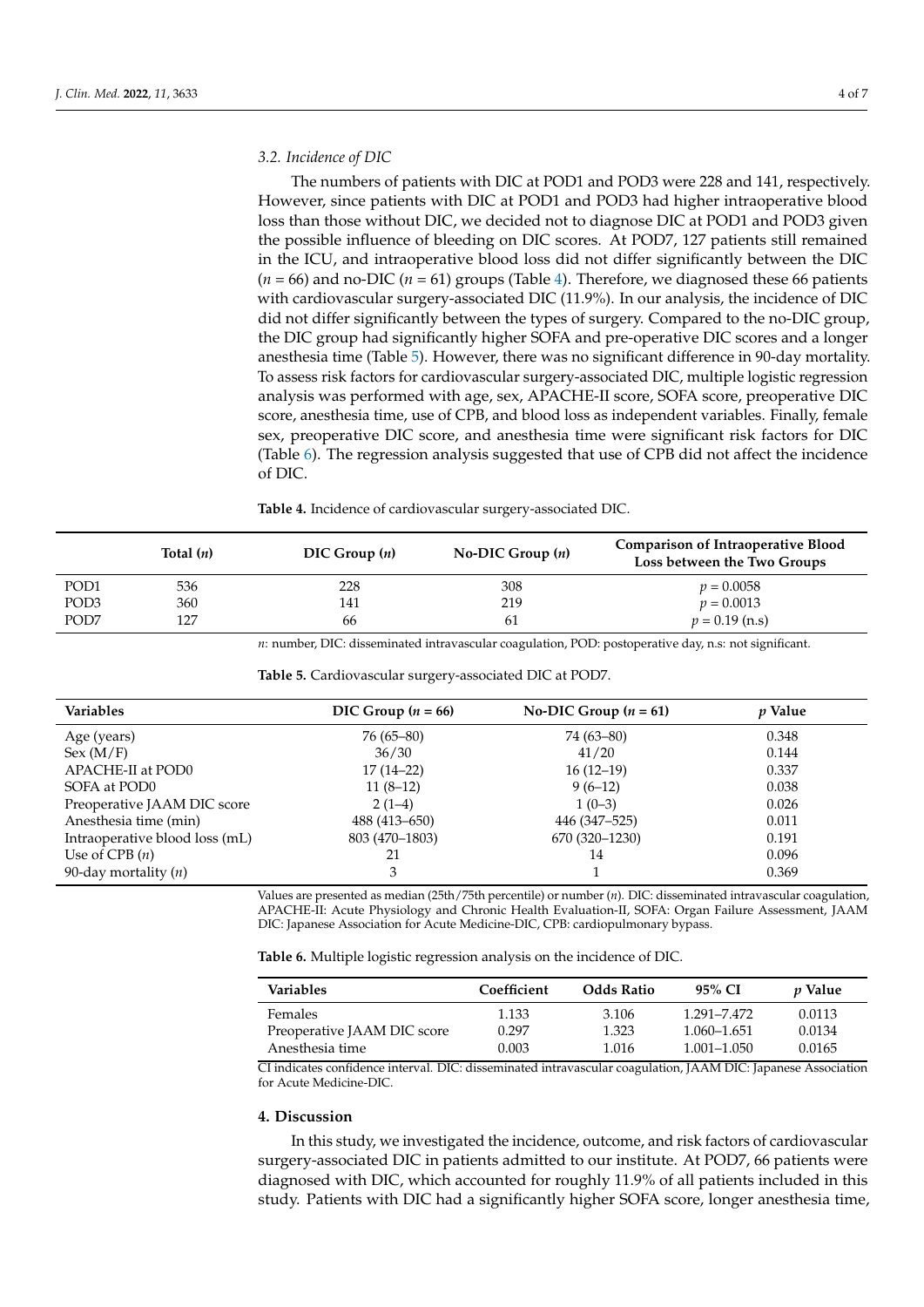### 3.2. Incidence of DIC

The numbers of patients with DIC at POD1 and POD3 were 228 and 141, respectively. However, since patients with DIC at POD1 and POD3 had higher intraoperative blood loss than those without DIC, we decided not to diagnose DIC at POD1 and POD3 given the possible influence of bleeding on DIC scores. At POD7, 127 patients still remained in the ICU, and intraoperative blood loss did not differ significantly between the DIC ($n$ = 66) and no-DIC ($n$ = 61) groups (Table 4). Therefore, we diagnosed these 66 patients with cardiovascular surgery-associated DIC (11.9%). In our analysis, the incidence of DIC did not differ significantly between the types of surgery. Compared to the no-DIC group, the DIC group had significantly higher SOFA and pre-operative DIC scores and a longer anesthesia time (Table 5). However, there was no significant difference in 90-day mortality. To assess risk factors for cardiovascular surgery-associated DIC, multiple logistic regression analysis was performed with age, sex, APACHE-II score, SOFA score, preoperative DIC score, anesthesia time, use of CPB, and blood loss as independent variables. Finally, female sex, preoperative DIC score, and anesthesia time were significant risk factors for DIC (Table 6). The regression analysis suggested that use of CPB did not affect the incidence of DIC.

**Table 4.** Incidence of cardiovascular surgery-associated DIC.

| | Total ($n$) | DIC Group ($n$) | No-DIC Group ($n$) | Comparison of Intraoperative Blood Loss between the Two Groups |
|---|---|---|---|---|
| POD1 | 536 | 228 | 308 | $p$ = 0.0058 |
| POD3 | 360 | 141 | 219 | $p$ = 0.0013 |
| POD7 | 127 | 66 | 61 | $p$ = 0.19 (n.s) |

$n$: number, DIC: disseminated intravascular coagulation, POD: postoperative day, n.s: not significant.

**Table 5.** Cardiovascular surgery-associated DIC at POD7.

| Variables | DIC Group ($n$ = 66) | No-DIC Group ($n$ = 61) | $p$ Value |
|---|---|---|---|
| Age (years) | 76 (65–80) | 74 (63–80) | 0.348 |
| Sex (M/F) | 36/30 | 41/20 | 0.144 |
| APACHE-II at POD0 | 17 (14–22) | 16 (12–19) | 0.337 |
| SOFA at POD0 | 11 (8–12) | 9 (6–12) | 0.038 |
| Preoperative JAAM DIC score | 2 (1–4) | 1 (0–3) | 0.026 |
| Anesthesia time (min) | 488 (413–650) | 446 (347–525) | 0.011 |
| Intraoperative blood loss (mL) | 803 (470–1803) | 670 (320–1230) | 0.191 |
| Use of CPB ($n$) | 21 | 14 | 0.096 |
| 90-day mortality ($n$) | 3 | 1 | 0.369 |

Values are presented as median (25th/75th percentile) or number ($n$). DIC: disseminated intravascular coagulation, APACHE-II: Acute Physiology and Chronic Health Evaluation-II, SOFA: Organ Failure Assessment, JAAM DIC: Japanese Association for Acute Medicine-DIC, CPB: cardiopulmonary bypass.

**Table 6.** Multiple logistic regression analysis on the incidence of DIC.

| Variables | Coefficient | Odds Ratio | 95% CI | $p$ Value |
|---|---|---|---|---|
| Females | 1.133 | 3.106 | 1.291–7.472 | 0.0113 |
| Preoperative JAAM DIC score | 0.297 | 1.323 | 1.060–1.651 | 0.0134 |
| Anesthesia time | 0.003 | 1.016 | 1.001–1.050 | 0.0165 |

CI indicates confidence interval. DIC: disseminated intravascular coagulation, JAAM DIC: Japanese Association for Acute Medicine-DIC.

## 4. Discussion

In this study, we investigated the incidence, outcome, and risk factors of cardiovascular surgery-associated DIC in patients admitted to our institute. At POD7, 66 patients were diagnosed with DIC, which accounted for roughly 11.9% of all patients included in this study. Patients with DIC had a significantly higher SOFA score, longer anesthesia time,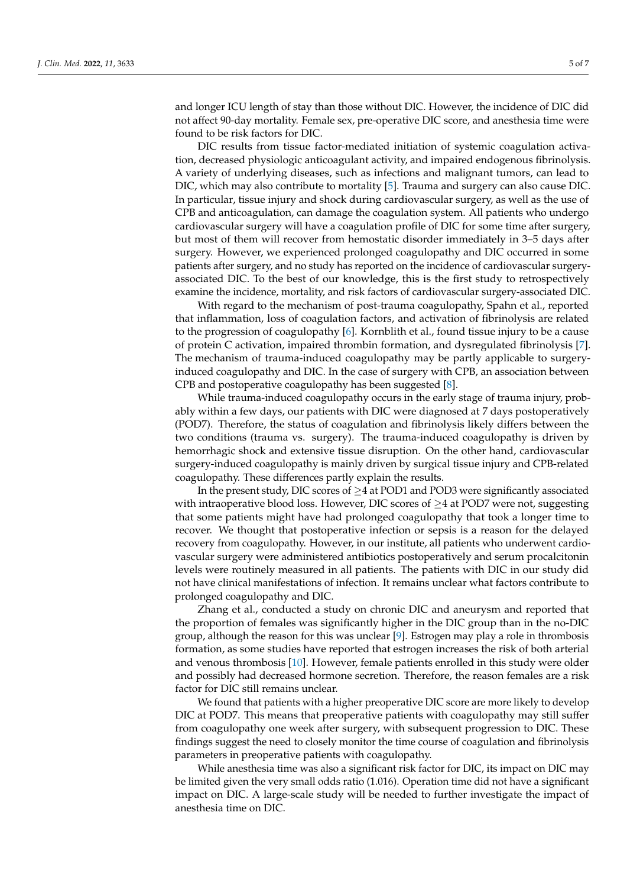and longer ICU length of stay than those without DIC. However, the incidence of DIC did not affect 90-day mortality. Female sex, pre-operative DIC score, and anesthesia time were found to be risk factors for DIC.

DIC results from tissue factor-mediated initiation of systemic coagulation activation, decreased physiologic anticoagulant activity, and impaired endogenous fibrinolysis. A variety of underlying diseases, such as infections and malignant tumors, can lead to DIC, which may also contribute to mortality [5]. Trauma and surgery can also cause DIC. In particular, tissue injury and shock during cardiovascular surgery, as well as the use of CPB and anticoagulation, can damage the coagulation system. All patients who undergo cardiovascular surgery will have a coagulation profile of DIC for some time after surgery, but most of them will recover from hemostatic disorder immediately in 3–5 days after surgery. However, we experienced prolonged coagulopathy and DIC occurred in some patients after surgery, and no study has reported on the incidence of cardiovascular surgery-associated DIC. To the best of our knowledge, this is the first study to retrospectively examine the incidence, mortality, and risk factors of cardiovascular surgery-associated DIC.

With regard to the mechanism of post-trauma coagulopathy, Spahn et al., reported that inflammation, loss of coagulation factors, and activation of fibrinolysis are related to the progression of coagulopathy [6]. Kornblith et al., found tissue injury to be a cause of protein C activation, impaired thrombin formation, and dysregulated fibrinolysis [7]. The mechanism of trauma-induced coagulopathy may be partly applicable to surgery-induced coagulopathy and DIC. In the case of surgery with CPB, an association between CPB and postoperative coagulopathy has been suggested [8].

While trauma-induced coagulopathy occurs in the early stage of trauma injury, probably within a few days, our patients with DIC were diagnosed at 7 days postoperatively (POD7). Therefore, the status of coagulation and fibrinolysis likely differs between the two conditions (trauma vs. surgery). The trauma-induced coagulopathy is driven by hemorrhagic shock and extensive tissue disruption. On the other hand, cardiovascular surgery-induced coagulopathy is mainly driven by surgical tissue injury and CPB-related coagulopathy. These differences partly explain the results.

In the present study, DIC scores of $\geq$4 at POD1 and POD3 were significantly associated with intraoperative blood loss. However, DIC scores of $\geq$4 at POD7 were not, suggesting that some patients might have had prolonged coagulopathy that took a longer time to recover. We thought that postoperative infection or sepsis is a reason for the delayed recovery from coagulopathy. However, in our institute, all patients who underwent cardiovascular surgery were administered antibiotics postoperatively and serum procalcitonin levels were routinely measured in all patients. The patients with DIC in our study did not have clinical manifestations of infection. It remains unclear what factors contribute to prolonged coagulopathy and DIC.

Zhang et al., conducted a study on chronic DIC and aneurysm and reported that the proportion of females was significantly higher in the DIC group than in the no-DIC group, although the reason for this was unclear [9]. Estrogen may play a role in thrombosis formation, as some studies have reported that estrogen increases the risk of both arterial and venous thrombosis [10]. However, female patients enrolled in this study were older and possibly had decreased hormone secretion. Therefore, the reason females are a risk factor for DIC still remains unclear.

We found that patients with a higher preoperative DIC score are more likely to develop DIC at POD7. This means that preoperative patients with coagulopathy may still suffer from coagulopathy one week after surgery, with subsequent progression to DIC. These findings suggest the need to closely monitor the time course of coagulation and fibrinolysis parameters in preoperative patients with coagulopathy.

While anesthesia time was also a significant risk factor for DIC, its impact on DIC may be limited given the very small odds ratio (1.016). Operation time did not have a significant impact on DIC. A large-scale study will be needed to further investigate the impact of anesthesia time on DIC.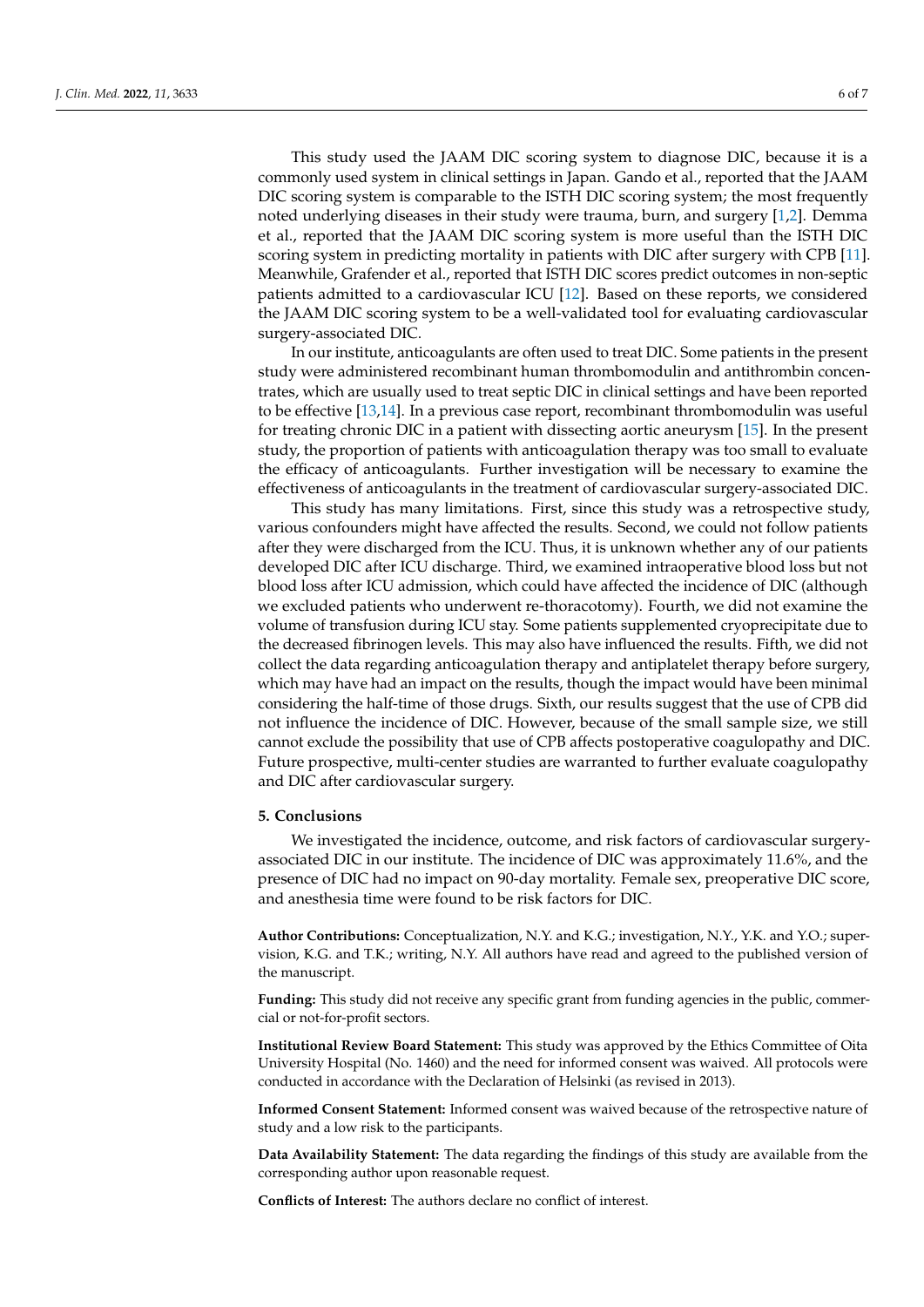This study used the JAAM DIC scoring system to diagnose DIC, because it is a commonly used system in clinical settings in Japan. Gando et al., reported that the JAAM DIC scoring system is comparable to the ISTH DIC scoring system; the most frequently noted underlying diseases in their study were trauma, burn, and surgery [1,2]. Demma et al., reported that the JAAM DIC scoring system is more useful than the ISTH DIC scoring system in predicting mortality in patients with DIC after surgery with CPB [11]. Meanwhile, Grafender et al., reported that ISTH DIC scores predict outcomes in non-septic patients admitted to a cardiovascular ICU [12]. Based on these reports, we considered the JAAM DIC scoring system to be a well-validated tool for evaluating cardiovascular surgery-associated DIC.

In our institute, anticoagulants are often used to treat DIC. Some patients in the present study were administered recombinant human thrombomodulin and antithrombin concentrates, which are usually used to treat septic DIC in clinical settings and have been reported to be effective [13,14]. In a previous case report, recombinant thrombomodulin was useful for treating chronic DIC in a patient with dissecting aortic aneurysm [15]. In the present study, the proportion of patients with anticoagulation therapy was too small to evaluate the efficacy of anticoagulants. Further investigation will be necessary to examine the effectiveness of anticoagulants in the treatment of cardiovascular surgery-associated DIC.

This study has many limitations. First, since this study was a retrospective study, various confounders might have affected the results. Second, we could not follow patients after they were discharged from the ICU. Thus, it is unknown whether any of our patients developed DIC after ICU discharge. Third, we examined intraoperative blood loss but not blood loss after ICU admission, which could have affected the incidence of DIC (although we excluded patients who underwent re-thoracotomy). Fourth, we did not examine the volume of transfusion during ICU stay. Some patients supplemented cryoprecipitate due to the decreased fibrinogen levels. This may also have influenced the results. Fifth, we did not collect the data regarding anticoagulation therapy and antiplatelet therapy before surgery, which may have had an impact on the results, though the impact would have been minimal considering the half-time of those drugs. Sixth, our results suggest that the use of CPB did not influence the incidence of DIC. However, because of the small sample size, we still cannot exclude the possibility that use of CPB affects postoperative coagulopathy and DIC. Future prospective, multi-center studies are warranted to further evaluate coagulopathy and DIC after cardiovascular surgery.

## 5. Conclusions

We investigated the incidence, outcome, and risk factors of cardiovascular surgery-associated DIC in our institute. The incidence of DIC was approximately 11.6%, and the presence of DIC had no impact on 90-day mortality. Female sex, preoperative DIC score, and anesthesia time were found to be risk factors for DIC.

**Author Contributions:** Conceptualization, N.Y. and K.G.; investigation, N.Y., Y.K. and Y.O.; supervision, K.G. and T.K.; writing, N.Y. All authors have read and agreed to the published version of the manuscript.

**Funding:** This study did not receive any specific grant from funding agencies in the public, commercial or not-for-profit sectors.

**Institutional Review Board Statement:** This study was approved by the Ethics Committee of Oita University Hospital (No. 1460) and the need for informed consent was waived. All protocols were conducted in accordance with the Declaration of Helsinki (as revised in 2013).

**Informed Consent Statement:** Informed consent was waived because of the retrospective nature of study and a low risk to the participants.

**Data Availability Statement:** The data regarding the findings of this study are available from the corresponding author upon reasonable request.

**Conflicts of Interest:** The authors declare no conflict of interest.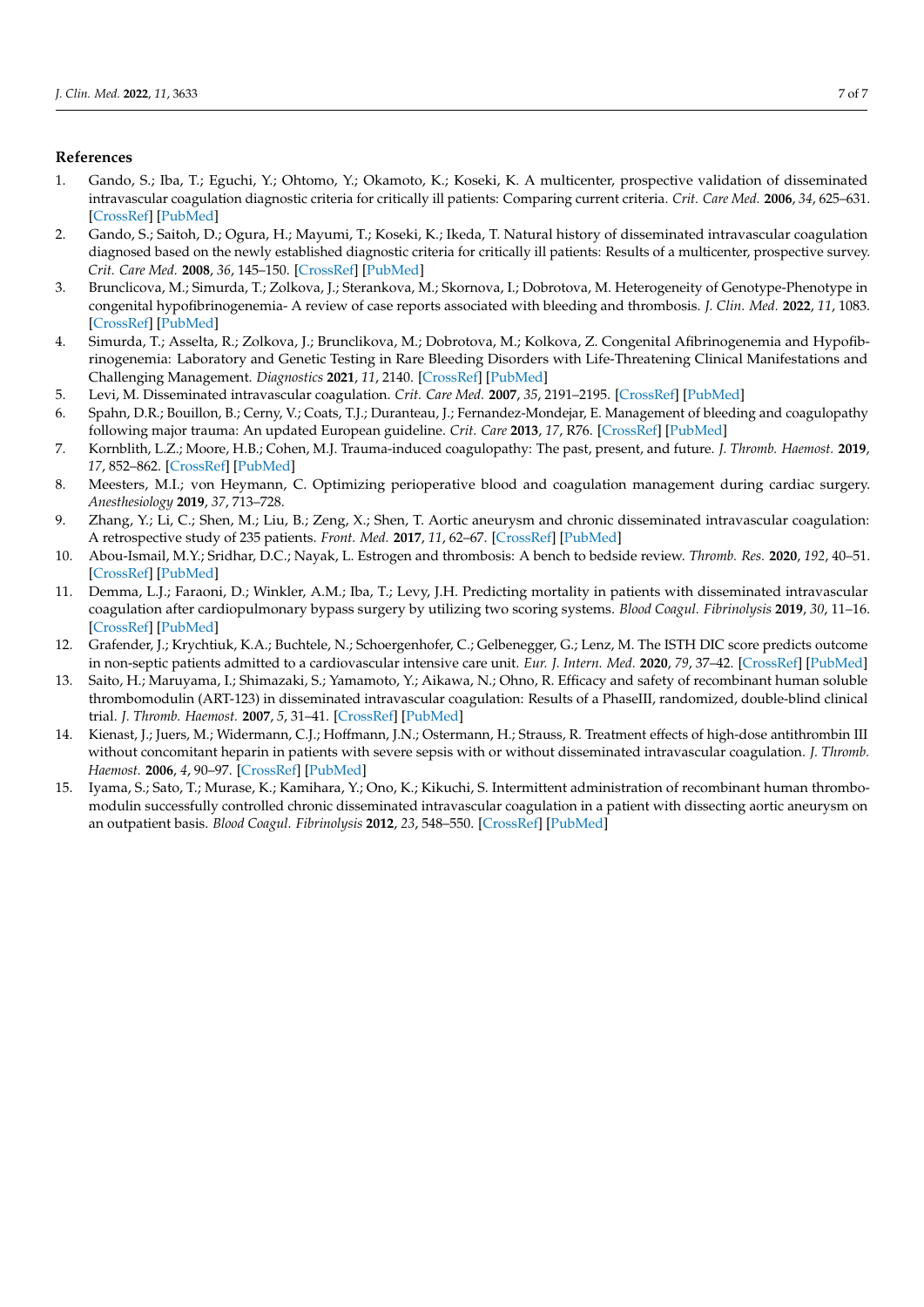## References

1. Gando, S.; Iba, T.; Eguchi, Y.; Ohtomo, Y.; Okamoto, K.; Koseki, K. A multicenter, prospective validation of disseminated intravascular coagulation diagnostic criteria for critically ill patients: Comparing current criteria. *Crit. Care Med.* **2006**, *34*, 625–631. [CrossRef] [PubMed]
2. Gando, S.; Saitoh, D.; Ogura, H.; Mayumi, T.; Koseki, K.; Ikeda, T. Natural history of disseminated intravascular coagulation diagnosed based on the newly established diagnostic criteria for critically ill patients: Results of a multicenter, prospective survey. *Crit. Care Med.* **2008**, *36*, 145–150. [CrossRef] [PubMed]
3. Brunclicova, M.; Simurda, T.; Zolkova, J.; Sterankova, M.; Skornova, I.; Dobrotova, M. Heterogeneity of Genotype-Phenotype in congenital hypofibrinogenemia- A review of case reports associated with bleeding and thrombosis. *J. Clin. Med.* **2022**, *11*, 1083. [CrossRef] [PubMed]
4. Simurda, T.; Asselta, R.; Zolkova, J.; Brunclikova, M.; Dobrotova, M.; Kolkova, Z. Congenital Afibrinogenemia and Hypofibrinogenemia: Laboratory and Genetic Testing in Rare Bleeding Disorders with Life-Threatening Clinical Manifestations and Challenging Management. *Diagnostics* **2021**, *11*, 2140. [CrossRef] [PubMed]
5. Levi, M. Disseminated intravascular coagulation. *Crit. Care Med.* **2007**, *35*, 2191–2195. [CrossRef] [PubMed]
6. Spahn, D.R.; Bouillon, B.; Cerny, V.; Coats, T.J.; Duranteau, J.; Fernandez-Mondejar, E. Management of bleeding and coagulopathy following major trauma: An updated European guideline. *Crit. Care* **2013**, *17*, R76. [CrossRef] [PubMed]
7. Kornblith, L.Z.; Moore, H.B.; Cohen, M.J. Trauma-induced coagulopathy: The past, present, and future. *J. Thromb. Haemost.* **2019**, *17*, 852–862. [CrossRef] [PubMed]
8. Meesters, M.I.; von Heymann, C. Optimizing perioperative blood and coagulation management during cardiac surgery. *Anesthesiology* **2019**, *37*, 713–728.
9. Zhang, Y.; Li, C.; Shen, M.; Liu, B.; Zeng, X.; Shen, T. Aortic aneurysm and chronic disseminated intravascular coagulation: A retrospective study of 235 patients. *Front. Med.* **2017**, *11*, 62–67. [CrossRef] [PubMed]
10. Abou-Ismail, M.Y.; Sridhar, D.C.; Nayak, L. Estrogen and thrombosis: A bench to bedside review. *Thromb. Res.* **2020**, *192*, 40–51. [CrossRef] [PubMed]
11. Demma, L.J.; Faraoni, D.; Winkler, A.M.; Iba, T.; Levy, J.H. Predicting mortality in patients with disseminated intravascular coagulation after cardiopulmonary bypass surgery by utilizing two scoring systems. *Blood Coagul. Fibrinolysis* **2019**, *30*, 11–16. [CrossRef] [PubMed]
12. Grafender, J.; Krychtiuk, K.A.; Buchtele, N.; Schoergenhofer, C.; Gelbenegger, G.; Lenz, M. The ISTH DIC score predicts outcome in non-septic patients admitted to a cardiovascular intensive care unit. *Eur. J. Intern. Med.* **2020**, *79*, 37–42. [CrossRef] [PubMed]
13. Saito, H.; Maruyama, I.; Shimazaki, S.; Yamamoto, Y.; Aikawa, N.; Ohno, R. Efficacy and safety of recombinant human soluble thrombomodulin (ART-123) in disseminated intravascular coagulation: Results of a PhaseIII, randomized, double-blind clinical trial. *J. Thromb. Haemost.* **2007**, *5*, 31–41. [CrossRef] [PubMed]
14. Kienast, J.; Juers, M.; Widermann, C.J.; Hoffmann, J.N.; Ostermann, H.; Strauss, R. Treatment effects of high-dose antithrombin III without concomitant heparin in patients with severe sepsis with or without disseminated intravascular coagulation. *J. Thromb. Haemost.* **2006**, *4*, 90–97. [CrossRef] [PubMed]
15. Iyama, S.; Sato, T.; Murase, K.; Kamihara, Y.; Ono, K.; Kikuchi, S. Intermittent administration of recombinant human thrombomodulin successfully controlled chronic disseminated intravascular coagulation in a patient with dissecting aortic aneurysm on an outpatient basis. *Blood Coagul. Fibrinolysis* **2012**, *23*, 548–550. [CrossRef] [PubMed]